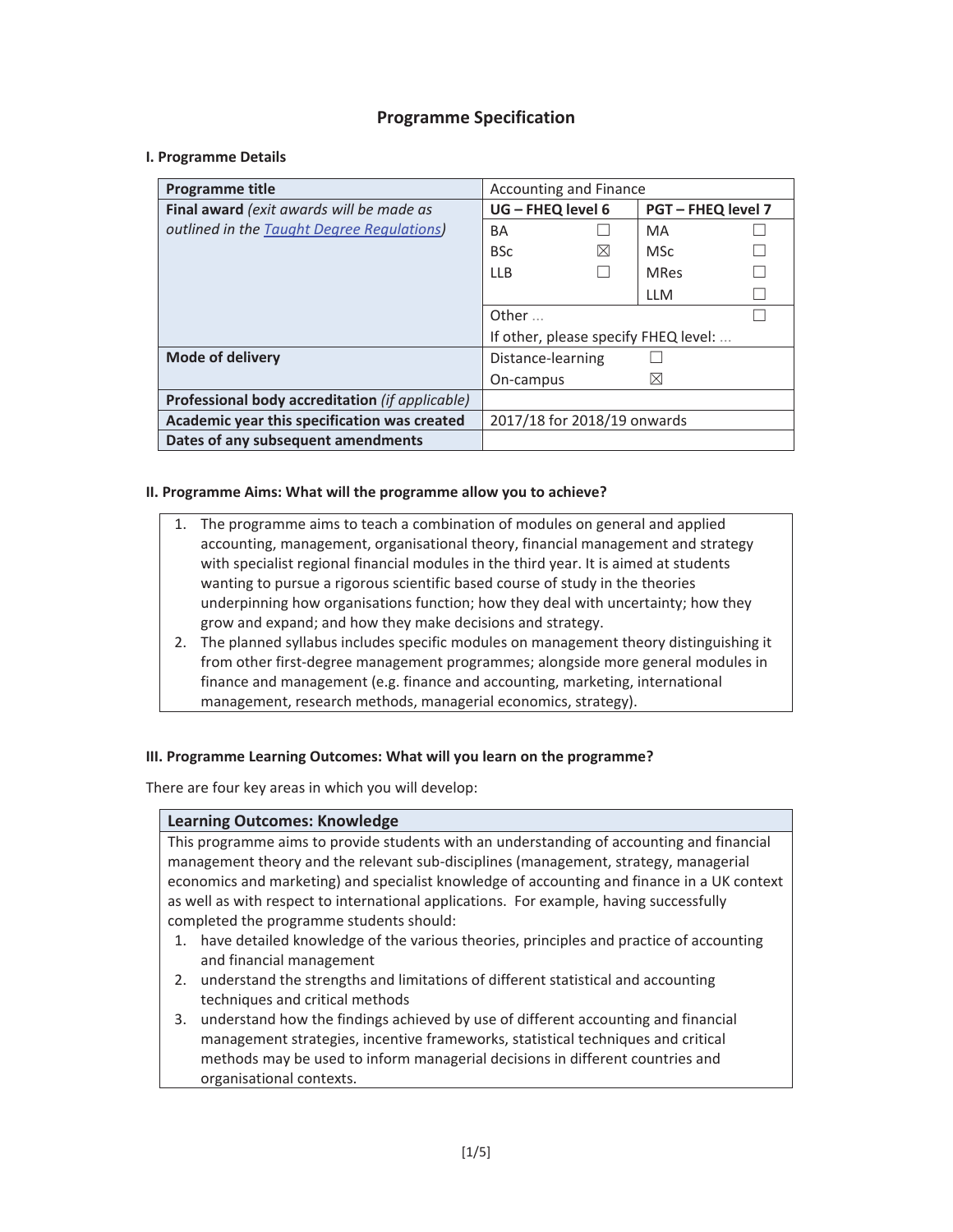# Programme Specification

## I. Programme Details

| Programme title | Accounting and Finance | | | |
|---|---|---|---|---|
| **Final award** *(exit awards will be made as outlined in the [Taught Degree Regulations](#))* | **UG – FHEQ level 6** | | **PGT – FHEQ level 7** | |
| | BA | ☐ | MA | ☐ |
| | BSc | ☒ | MSc | ☐ |
| | LLB | ☐ | MRes | ☐ |
| | | | LLM | ☐ |
| | Other … | | | ☐ |
| | If other, please specify FHEQ level: … | | | |
| **Mode of delivery** | Distance-learning | ☐ | | |
| | On-campus | ☒ | | |
| **Professional body accreditation** *(if applicable)* | | | | |
| **Academic year this specification was created** | 2017/18 for 2018/19 onwards | | | |
| **Dates of any subsequent amendments** | | | | |

## II. Programme Aims: What will the programme allow you to achieve?

1. The programme aims to teach a combination of modules on general and applied accounting, management, organisational theory, financial management and strategy with specialist regional financial modules in the third year. It is aimed at students wanting to pursue a rigorous scientific based course of study in the theories underpinning how organisations function; how they deal with uncertainty; how they grow and expand; and how they make decisions and strategy.
2. The planned syllabus includes specific modules on management theory distinguishing it from other first-degree management programmes; alongside more general modules in finance and management (e.g. finance and accounting, marketing, international management, research methods, managerial economics, strategy).

## III. Programme Learning Outcomes: What will you learn on the programme?

There are four key areas in which you will develop:

### Learning Outcomes: Knowledge

This programme aims to provide students with an understanding of accounting and financial management theory and the relevant sub-disciplines (management, strategy, managerial economics and marketing) and specialist knowledge of accounting and finance in a UK context as well as with respect to international applications. For example, having successfully completed the programme students should:

1. have detailed knowledge of the various theories, principles and practice of accounting and financial management
2. understand the strengths and limitations of different statistical and accounting techniques and critical methods
3. understand how the findings achieved by use of different accounting and financial management strategies, incentive frameworks, statistical techniques and critical methods may be used to inform managerial decisions in different countries and organisational contexts.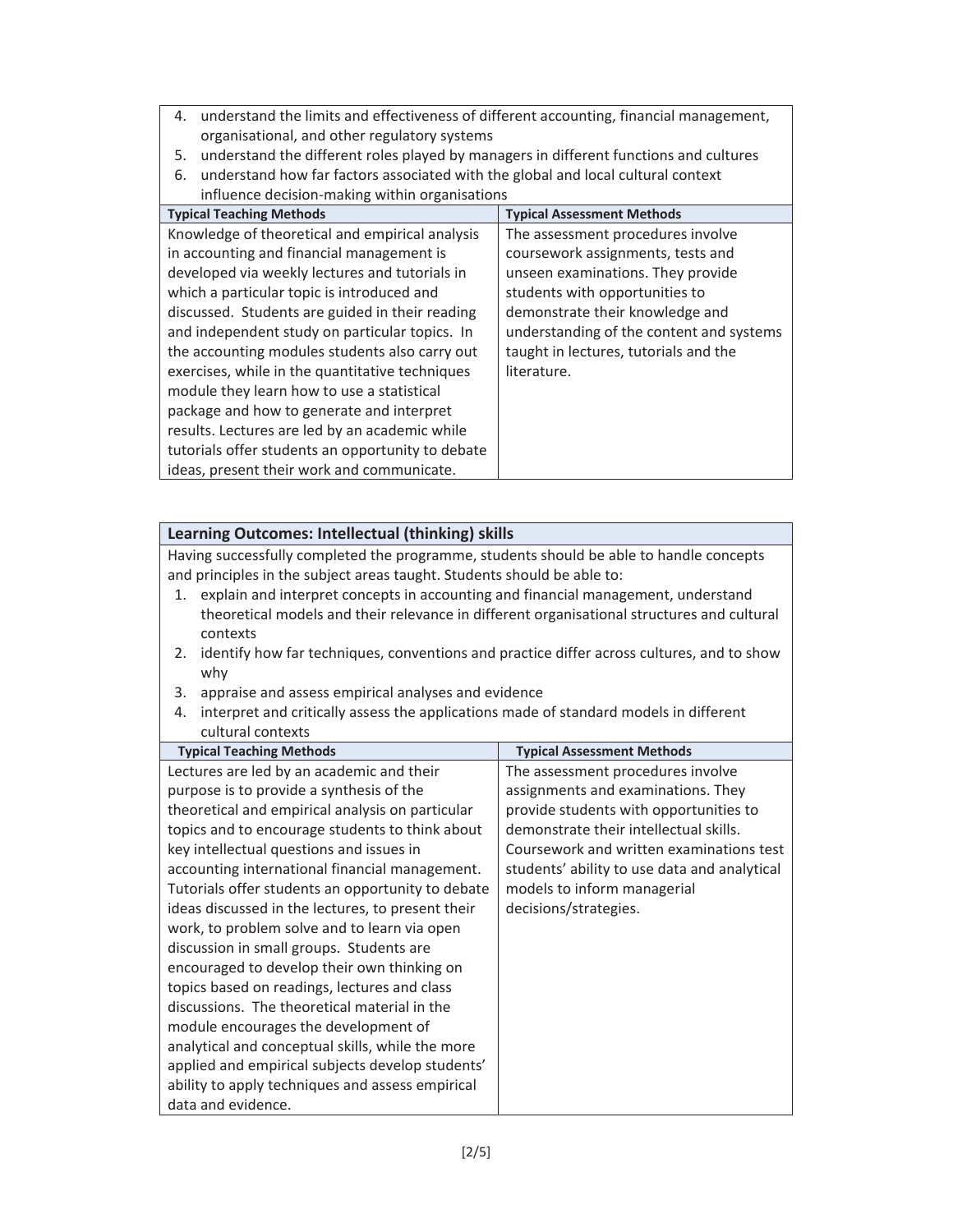4. understand the limits and effectiveness of different accounting, financial management, organisational, and other regulatory systems
5. understand the different roles played by managers in different functions and cultures
6. understand how far factors associated with the global and local cultural context influence decision-making within organisations

| Typical Teaching Methods | Typical Assessment Methods |
| --- | --- |
| Knowledge of theoretical and empirical analysis in accounting and financial management is developed via weekly lectures and tutorials in which a particular topic is introduced and discussed. Students are guided in their reading and independent study on particular topics. In the accounting modules students also carry out exercises, while in the quantitative techniques module they learn how to use a statistical package and how to generate and interpret results. Lectures are led by an academic while tutorials offer students an opportunity to debate ideas, present their work and communicate. | The assessment procedures involve coursework assignments, tests and unseen examinations. They provide students with opportunities to demonstrate their knowledge and understanding of the content and systems taught in lectures, tutorials and the literature. |

**Learning Outcomes: Intellectual (thinking) skills**

Having successfully completed the programme, students should be able to handle concepts and principles in the subject areas taught. Students should be able to:

1. explain and interpret concepts in accounting and financial management, understand theoretical models and their relevance in different organisational structures and cultural contexts
2. identify how far techniques, conventions and practice differ across cultures, and to show why
3. appraise and assess empirical analyses and evidence
4. interpret and critically assess the applications made of standard models in different cultural contexts

| Typical Teaching Methods | Typical Assessment Methods |
| --- | --- |
| Lectures are led by an academic and their purpose is to provide a synthesis of the theoretical and empirical analysis on particular topics and to encourage students to think about key intellectual questions and issues in accounting international financial management. Tutorials offer students an opportunity to debate ideas discussed in the lectures, to present their work, to problem solve and to learn via open discussion in small groups. Students are encouraged to develop their own thinking on topics based on readings, lectures and class discussions. The theoretical material in the module encourages the development of analytical and conceptual skills, while the more applied and empirical subjects develop students' ability to apply techniques and assess empirical data and evidence. | The assessment procedures involve assignments and examinations. They provide students with opportunities to demonstrate their intellectual skills. Coursework and written examinations test students' ability to use data and analytical models to inform managerial decisions/strategies. |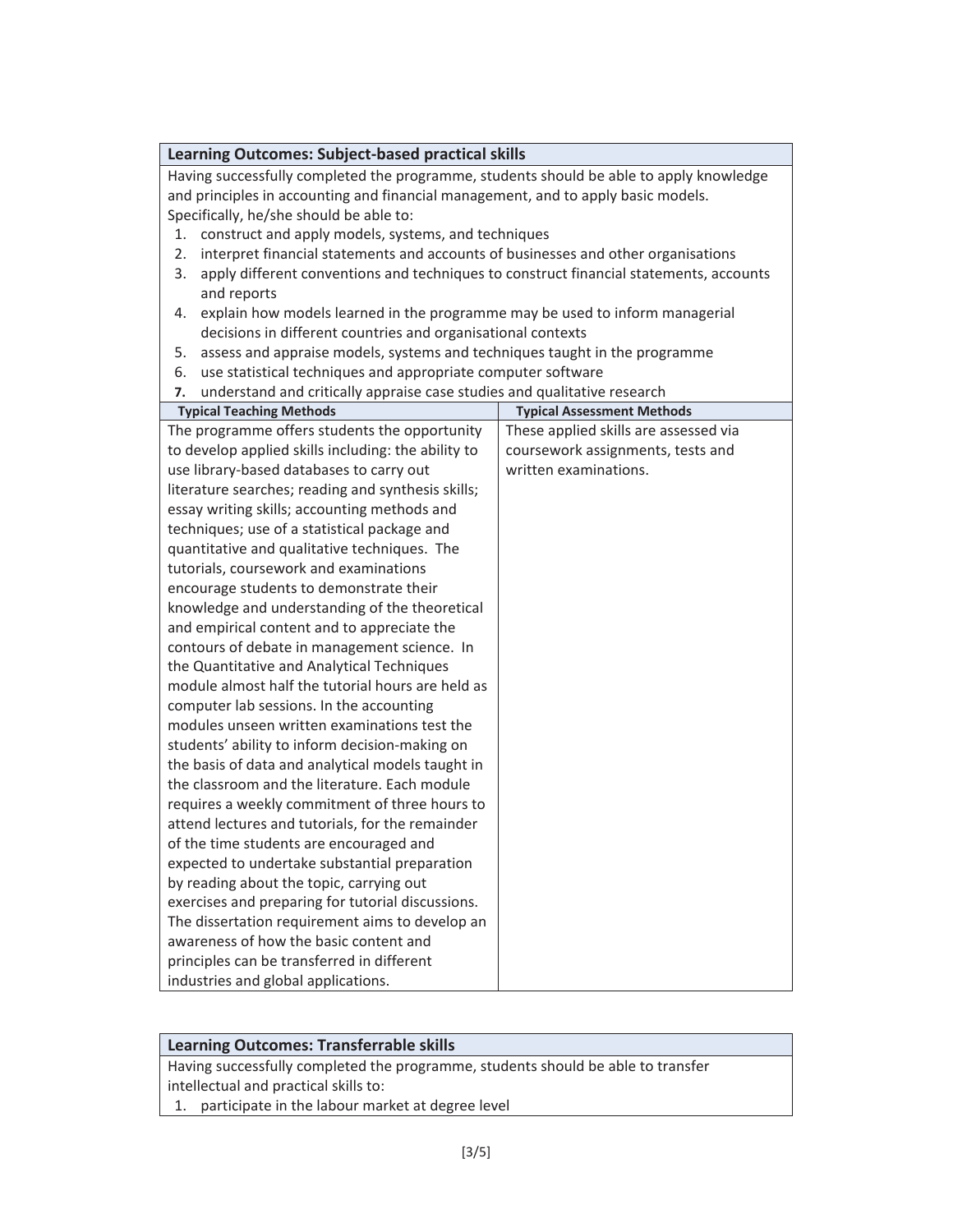## Learning Outcomes: Subject-based practical skills

Having successfully completed the programme, students should be able to apply knowledge and principles in accounting and financial management, and to apply basic models. Specifically, he/she should be able to:

1. construct and apply models, systems, and techniques
2. interpret financial statements and accounts of businesses and other organisations
3. apply different conventions and techniques to construct financial statements, accounts and reports
4. explain how models learned in the programme may be used to inform managerial decisions in different countries and organisational contexts
5. assess and appraise models, systems and techniques taught in the programme
6. use statistical techniques and appropriate computer software
7. understand and critically appraise case studies and qualitative research

| Typical Teaching Methods | Typical Assessment Methods |
| --- | --- |
| The programme offers students the opportunity to develop applied skills including: the ability to use library-based databases to carry out literature searches; reading and synthesis skills; essay writing skills; accounting methods and techniques; use of a statistical package and quantitative and qualitative techniques. The tutorials, coursework and examinations encourage students to demonstrate their knowledge and understanding of the theoretical and empirical content and to appreciate the contours of debate in management science. In the Quantitative and Analytical Techniques module almost half the tutorial hours are held as computer lab sessions. In the accounting modules unseen written examinations test the students' ability to inform decision-making on the basis of data and analytical models taught in the classroom and the literature. Each module requires a weekly commitment of three hours to attend lectures and tutorials, for the remainder of the time students are encouraged and expected to undertake substantial preparation by reading about the topic, carrying out exercises and preparing for tutorial discussions. The dissertation requirement aims to develop an awareness of how the basic content and principles can be transferred in different industries and global applications. | These applied skills are assessed via coursework assignments, tests and written examinations. |

## Learning Outcomes: Transferrable skills

Having successfully completed the programme, students should be able to transfer intellectual and practical skills to:

1. participate in the labour market at degree level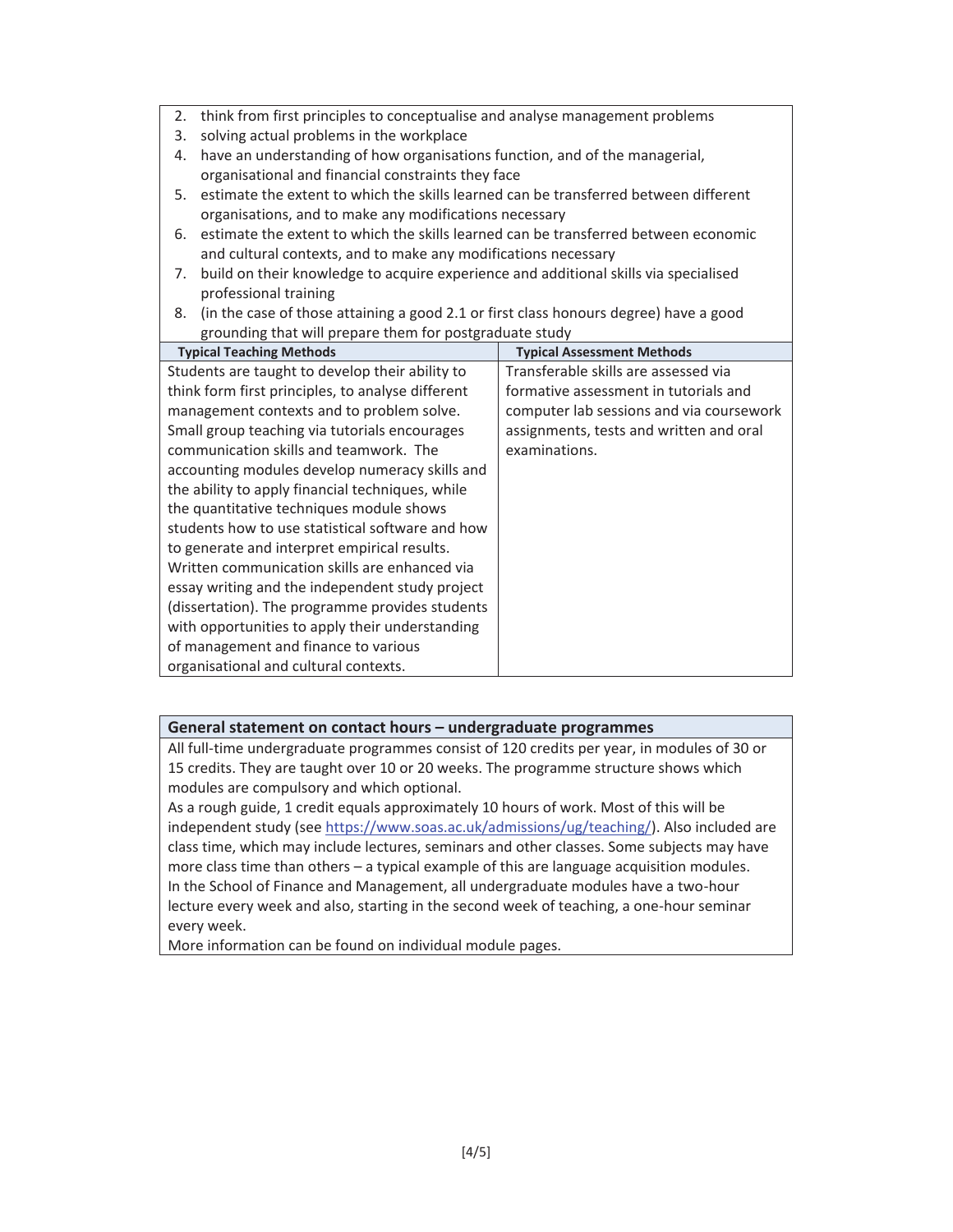2. think from first principles to conceptualise and analyse management problems
3. solving actual problems in the workplace
4. have an understanding of how organisations function, and of the managerial, organisational and financial constraints they face
5. estimate the extent to which the skills learned can be transferred between different organisations, and to make any modifications necessary
6. estimate the extent to which the skills learned can be transferred between economic and cultural contexts, and to make any modifications necessary
7. build on their knowledge to acquire experience and additional skills via specialised professional training
8. (in the case of those attaining a good 2.1 or first class honours degree) have a good grounding that will prepare them for postgraduate study

| Typical Teaching Methods | Typical Assessment Methods |
|---|---|
| Students are taught to develop their ability to think form first principles, to analyse different management contexts and to problem solve. Small group teaching via tutorials encourages communication skills and teamwork. The accounting modules develop numeracy skills and the ability to apply financial techniques, while the quantitative techniques module shows students how to use statistical software and how to generate and interpret empirical results. Written communication skills are enhanced via essay writing and the independent study project (dissertation). The programme provides students with opportunities to apply their understanding of management and finance to various organisational and cultural contexts. | Transferable skills are assessed via formative assessment in tutorials and computer lab sessions and via coursework assignments, tests and written and oral examinations. |

## General statement on contact hours – undergraduate programmes

All full-time undergraduate programmes consist of 120 credits per year, in modules of 30 or 15 credits. They are taught over 10 or 20 weeks. The programme structure shows which modules are compulsory and which optional.

As a rough guide, 1 credit equals approximately 10 hours of work. Most of this will be independent study (see https://www.soas.ac.uk/admissions/ug/teaching/). Also included are class time, which may include lectures, seminars and other classes. Some subjects may have more class time than others – a typical example of this are language acquisition modules.

In the School of Finance and Management, all undergraduate modules have a two-hour lecture every week and also, starting in the second week of teaching, a one-hour seminar every week.

More information can be found on individual module pages.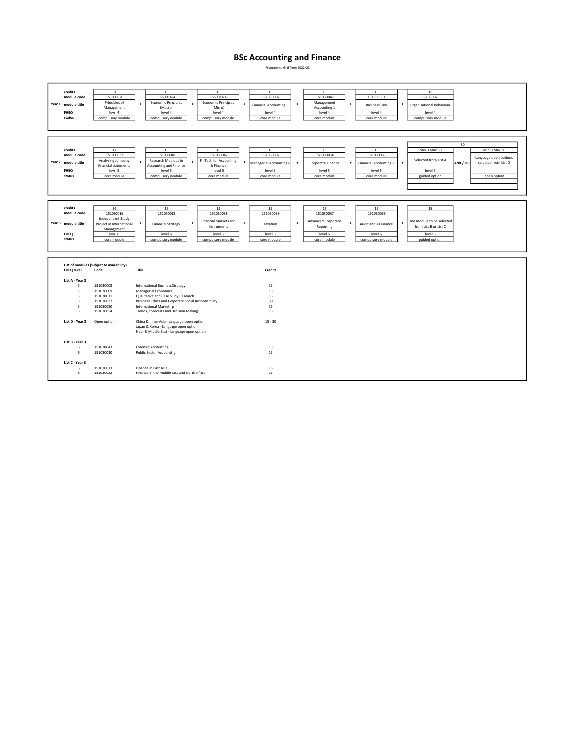# BSc Accounting and Finance

Programme Grid from 2022/23

**Year 1**

| | | | | | | | | | | | | | |
|---|---|---|---|---|---|---|---|---|---|---|---|---|---|
| credits | 30 | | 15 | | 15 | | 15 | | 15 | | 15 | | 15 |
| module code | 151030026 | | 155901494 | | 155901495 | | 151030002 | | 151030047 | | 151030031 | | 151030025 |
| module title | Principles of Management | + | Economic Principles (Macro) | + | Economic Principles (Micro) | + | Financial Accounting 1 | + | Management Accounting 1 | + | Business Law | + | Organisational Behaviour |
| FHEQ | level 4 | | level 4 | | level 4 | | level 4 | | level 4 | | level 4 | | level 4 |
| status | compulsory module | | compulsory module | | compulsory module | | core module | | core module | | core module | | compulsory module |

**Year 2**

| | | | | | | | | | | | | | | | |
|---|---|---|---|---|---|---|---|---|---|---|---|---|---|---|---|
| | | | | | | | | | | | | | 30 | | |
| credits | 15 | | 15 | | 15 | | 15 | | 15 | | 15 | | Min 0 Max 30 | | Min 0 Max 30 |
| module code | 151030032 | | 151030048 | | 151030042 | | 151030007 | | 151030034 | | 151030033 | | | | |
| module title | Analysing company financial statements | + | Research Methods in Accounting and Finance | + | FinTech for Accounting & Finance | + | Managerial Accounting 2 | + | Corporate Finance | + | Financial Accounting 2 | + | Selected from List A | AND / OR | Language open options selected from List D |
| FHEQ | level 5 | | level 5 | | level 5 | | level 5 | | level 5 | | level 5 | | level 5 | | |
| status | core module | | compulsory module | | core module | | core module | | core module | | core module | | guided option | | open option |

**Year 3**

| | | | | | | | | | | | | | |
|---|---|---|---|---|---|---|---|---|---|---|---|---|---|
| credits | 30 | | 15 | | 15 | | 15 | | 15 | | 15 | | 15 |
| module code | 151030016 | | 151030012 | | 151030038 | | 151030039 | | 151030037 | | 151030036 | | |
| module title | Independent Study Project in International Management | + | Financial Strategy | + | Financial Markets and Instruments | + | Taxation | + | Advanced Corporate Reporting | + | Audit and Assurance | + | One module to be selected from List B or List C |
| FHEQ | level 6 | | level 6 | | level 6 | | level 6 | | level 6 | | level 6 | | level 6 |
| status | core module | | compulsory module | | compulsory module | | core module | | core module | | compulsory module | | guided option |

**List of modules (subject to availability)**

| FHEQ level | Code | Title | Credits |
|---|---|---|---|
| **List A - Year 2** | | | |
| 5 | 151030008 | International Business Strategy | 15 |
| 5 | 151030009 | Managerial Economics | 15 |
| 5 | 151030011 | Qualitative and Case Study Research | 15 |
| 5 | 151030027 | Business Ethics and Corporate Social Responsibility | 30 |
| 5 | 151030050 | International Marketing | 15 |
| 5 | 151030054 | Trends, Forecasts and Decision Making | 15 |
| **List D - Year 2** | Open option | China & Inner Asia - Language open option<br>Japan & Korea - Language open option<br>Near & Middle East - Language open option | 15 - 30 |
| **List B - Year 3** | | | |
| 6 | 151030043 | Forensic Accounting | 15 |
| 6 | 151030030 | Public Sector Accounting | 15 |
| **List C - Year 3** | | | |
| 6 | 151030013 | Finance in East Asia | 15 |
| 6 | 151030022 | Finance in the Middle East and North Africa | 15 |